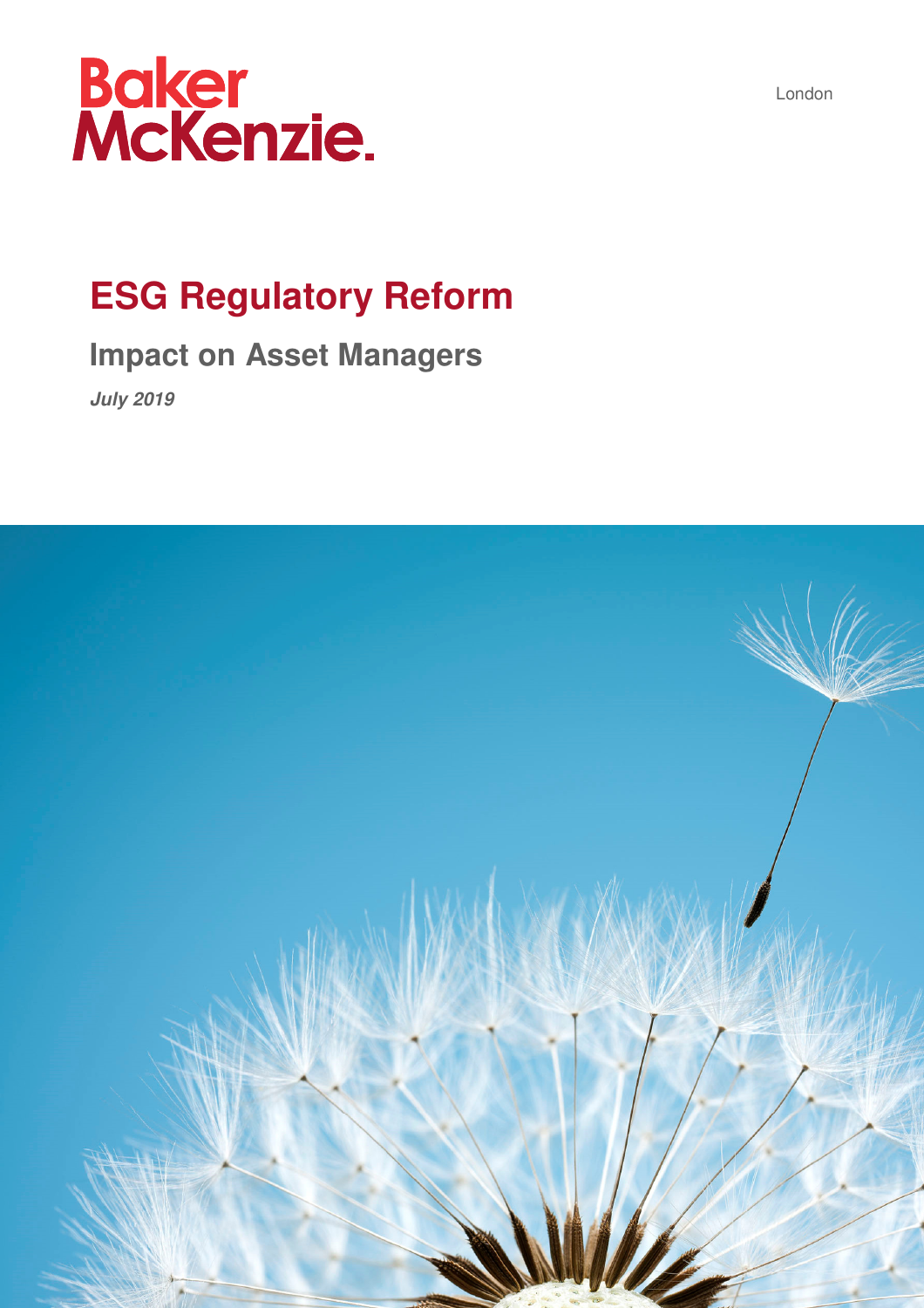Baker McKenzie.

London

# ESG Regulatory Reform

## Impact on Asset Managers

***July 2019***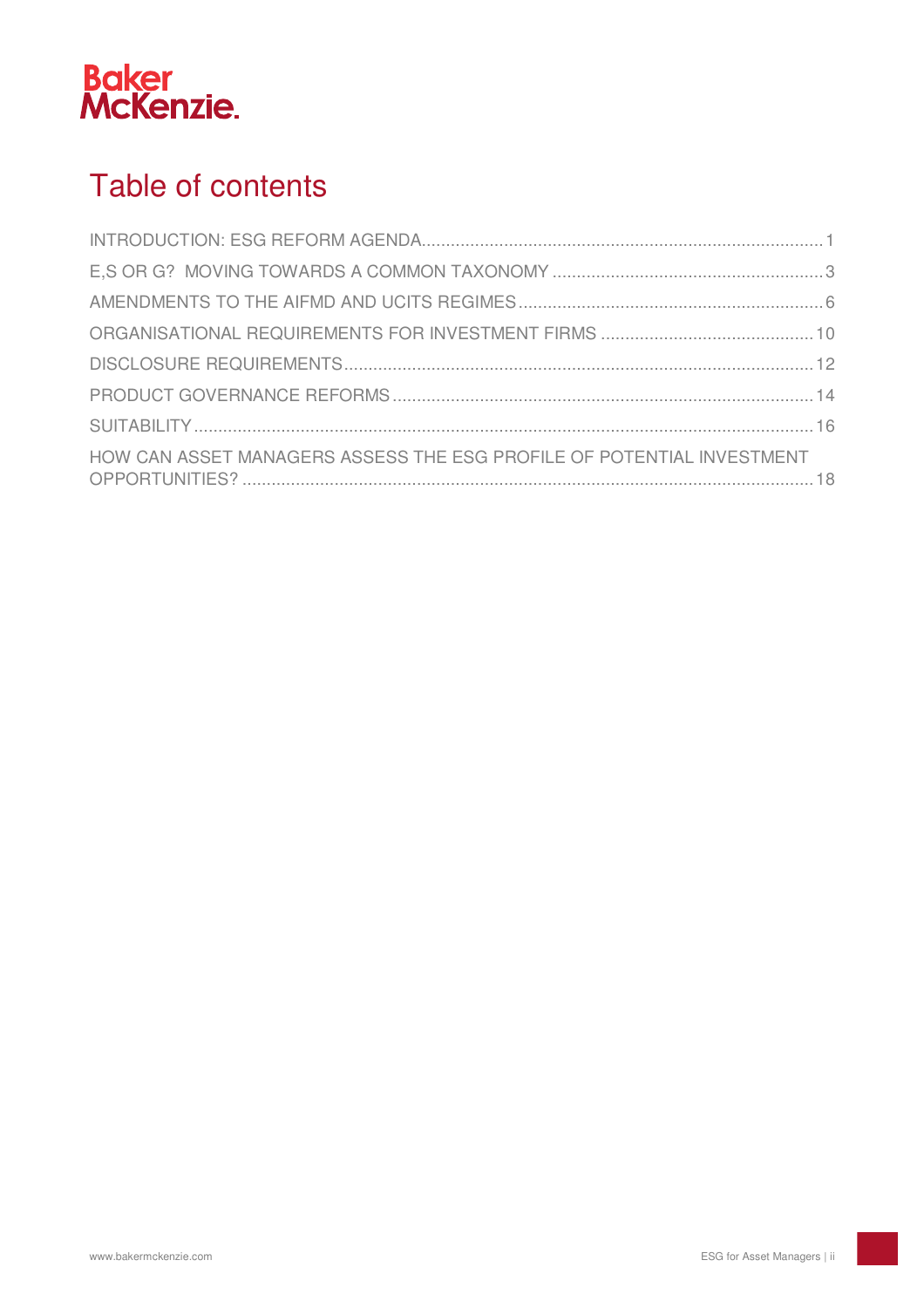# Table of contents

INTRODUCTION: ESG REFORM AGENDA ........ 1

E,S OR G? MOVING TOWARDS A COMMON TAXONOMY ........ 3

AMENDMENTS TO THE AIFMD AND UCITS REGIMES ........ 6

ORGANISATIONAL REQUIREMENTS FOR INVESTMENT FIRMS ........ 10

DISCLOSURE REQUIREMENTS ........ 12

PRODUCT GOVERNANCE REFORMS ........ 14

SUITABILITY ........ 16

HOW CAN ASSET MANAGERS ASSESS THE ESG PROFILE OF POTENTIAL INVESTMENT OPPORTUNITIES? ........ 18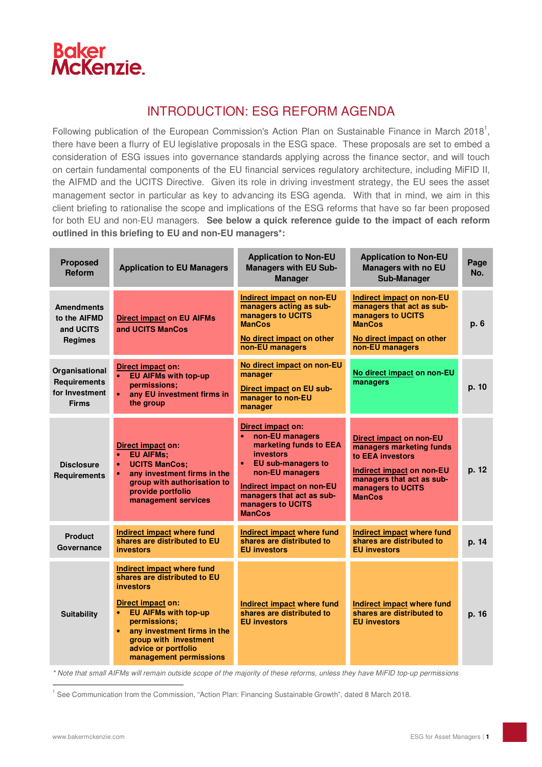# INTRODUCTION: ESG REFORM AGENDA

Following publication of the European Commission's Action Plan on Sustainable Finance in March 2018[1], there have been a flurry of EU legislative proposals in the ESG space. These proposals are set to embed a consideration of ESG issues into governance standards applying across the finance sector, and will touch on certain fundamental components of the EU financial services regulatory architecture, including MiFID II, the AIFMD and the UCITS Directive. Given its role in driving investment strategy, the EU sees the asset management sector in particular as key to advancing its ESG agenda. With that in mind, we aim in this client briefing to rationalise the scope and implications of the ESG reforms that have so far been proposed for both EU and non-EU managers. **See below a quick reference guide to the impact of each reform outlined in this briefing to EU and non-EU managers*:**

| Proposed Reform | Application to EU Managers | Application to Non-EU Managers with EU Sub-Manager | Application to Non-EU Managers with no EU Sub-Manager | Page No. |
|---|---|---|---|---|
| Amendments to the AIFMD and UCITS Regimes | **Direct impact on EU AIFMs and UCITS ManCos** | **Indirect impact on non-EU managers acting as sub-managers to UCITS ManCos**<br><br>**No direct impact on other non-EU managers** | **Indirect impact on non-EU managers that act as sub-managers to UCITS ManCos**<br><br>**No direct impact on other non-EU managers** | p. 6 |
| Organisational Requirements for Investment Firms | **Direct impact on:**<br>• EU AIFMs with top-up permissions;<br>• any EU investment firms in the group | **No direct impact on non-EU manager**<br><br>**Direct impact on EU sub-manager to non-EU manager** | **No direct impact on non-EU managers** | p. 10 |
| Disclosure Requirements | **Direct impact on:**<br>• EU AIFMs;<br>• UCITS ManCos;<br>• any investment firms in the group with authorisation to provide portfolio management services | **Direct impact on:**<br>• non-EU managers marketing funds to EEA investors<br>• EU sub-managers to non-EU managers<br><br>**Indirect impact on non-EU managers that act as sub-managers to UCITS ManCos** | **Direct impact on non-EU managers marketing funds to EEA investors**<br><br>**Indirect impact on non-EU managers that act as sub-managers to UCITS ManCos** | p. 12 |
| Product Governance | **Indirect impact where fund shares are distributed to EU investors** | **Indirect impact where fund shares are distributed to EU investors** | **Indirect impact where fund shares are distributed to EU investors** | p. 14 |
| Suitability | **Indirect impact where fund shares are distributed to EU investors**<br><br>**Direct impact on:**<br>• EU AIFMs with top-up permissions;<br>• any investment firms in the group with investment advice or portfolio management permissions | **Indirect impact where fund shares are distributed to EU investors** | **Indirect impact where fund shares are distributed to EU investors** | p. 16 |

*\* Note that small AIFMs will remain outside scope of the majority of these reforms, unless they have MiFID top-up permissions*

[1] See Communication from the Commission, "Action Plan: Financing Sustainable Growth", dated 8 March 2018.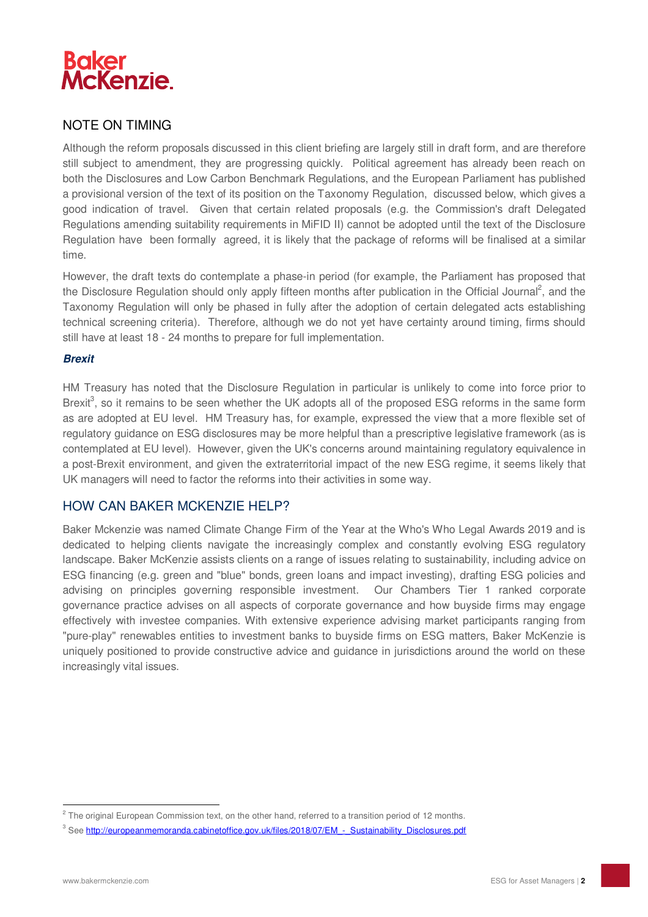## NOTE ON TIMING

Although the reform proposals discussed in this client briefing are largely still in draft form, and are therefore still subject to amendment, they are progressing quickly. Political agreement has already been reach on both the Disclosures and Low Carbon Benchmark Regulations, and the European Parliament has published a provisional version of the text of its position on the Taxonomy Regulation, discussed below, which gives a good indication of travel. Given that certain related proposals (e.g. the Commission's draft Delegated Regulations amending suitability requirements in MiFID II) cannot be adopted until the text of the Disclosure Regulation have been formally agreed, it is likely that the package of reforms will be finalised at a similar time.

However, the draft texts do contemplate a phase-in period (for example, the Parliament has proposed that the Disclosure Regulation should only apply fifteen months after publication in the Official Journal[2], and the Taxonomy Regulation will only be phased in fully after the adoption of certain delegated acts establishing technical screening criteria). Therefore, although we do not yet have certainty around timing, firms should still have at least 18 - 24 months to prepare for full implementation.

### *Brexit*

HM Treasury has noted that the Disclosure Regulation in particular is unlikely to come into force prior to Brexit[3], so it remains to be seen whether the UK adopts all of the proposed ESG reforms in the same form as are adopted at EU level. HM Treasury has, for example, expressed the view that a more flexible set of regulatory guidance on ESG disclosures may be more helpful than a prescriptive legislative framework (as is contemplated at EU level). However, given the UK's concerns around maintaining regulatory equivalence in a post-Brexit environment, and given the extraterritorial impact of the new ESG regime, it seems likely that UK managers will need to factor the reforms into their activities in some way.

## HOW CAN BAKER MCKENZIE HELP?

Baker Mckenzie was named Climate Change Firm of the Year at the Who's Who Legal Awards 2019 and is dedicated to helping clients navigate the increasingly complex and constantly evolving ESG regulatory landscape. Baker McKenzie assists clients on a range of issues relating to sustainability, including advice on ESG financing (e.g. green and "blue" bonds, green loans and impact investing), drafting ESG policies and advising on principles governing responsible investment. Our Chambers Tier 1 ranked corporate governance practice advises on all aspects of corporate governance and how buyside firms may engage effectively with investee companies. With extensive experience advising market participants ranging from "pure-play" renewables entities to investment banks to buyside firms on ESG matters, Baker McKenzie is uniquely positioned to provide constructive advice and guidance in jurisdictions around the world on these increasingly vital issues.

---

[2] The original European Commission text, on the other hand, referred to a transition period of 12 months.

[3] See http://europeanmemoranda.cabinetoffice.gov.uk/files/2018/07/EM_-_Sustainability_Disclosures.pdf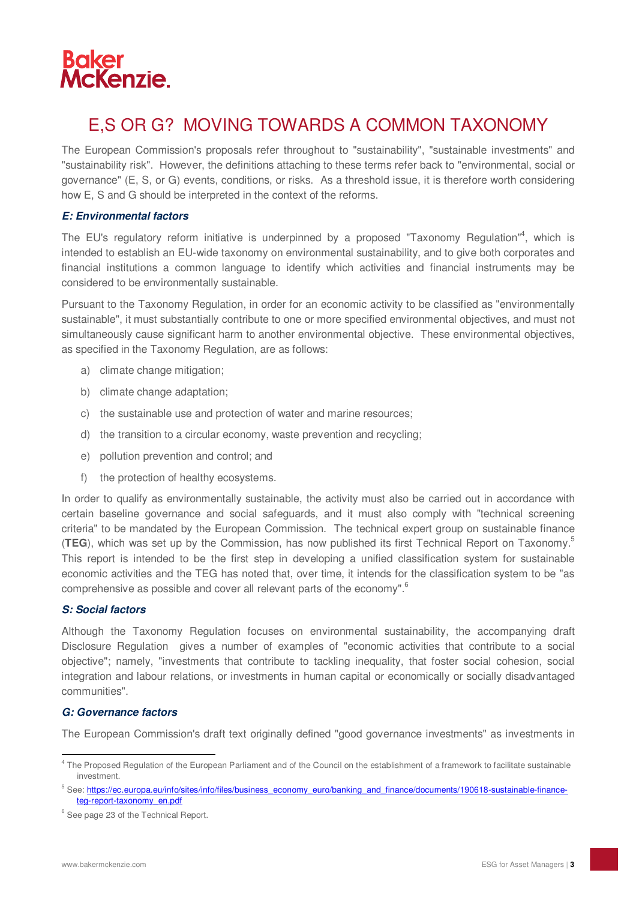# E,S OR G? MOVING TOWARDS A COMMON TAXONOMY

The European Commission's proposals refer throughout to "sustainability", "sustainable investments" and "sustainability risk". However, the definitions attaching to these terms refer back to "environmental, social or governance" (E, S, or G) events, conditions, or risks. As a threshold issue, it is therefore worth considering how E, S and G should be interpreted in the context of the reforms.

### *E: Environmental factors*

The EU's regulatory reform initiative is underpinned by a proposed "Taxonomy Regulation"[4], which is intended to establish an EU-wide taxonomy on environmental sustainability, and to give both corporates and financial institutions a common language to identify which activities and financial instruments may be considered to be environmentally sustainable.

Pursuant to the Taxonomy Regulation, in order for an economic activity to be classified as "environmentally sustainable", it must substantially contribute to one or more specified environmental objectives, and must not simultaneously cause significant harm to another environmental objective. These environmental objectives, as specified in the Taxonomy Regulation, are as follows:

a) climate change mitigation;

b) climate change adaptation;

c) the sustainable use and protection of water and marine resources;

d) the transition to a circular economy, waste prevention and recycling;

e) pollution prevention and control; and

f) the protection of healthy ecosystems.

In order to qualify as environmentally sustainable, the activity must also be carried out in accordance with certain baseline governance and social safeguards, and it must also comply with "technical screening criteria" to be mandated by the European Commission. The technical expert group on sustainable finance (**TEG**), which was set up by the Commission, has now published its first Technical Report on Taxonomy.[5] This report is intended to be the first step in developing a unified classification system for sustainable economic activities and the TEG has noted that, over time, it intends for the classification system to be "as comprehensive as possible and cover all relevant parts of the economy".[6]

### *S: Social factors*

Although the Taxonomy Regulation focuses on environmental sustainability, the accompanying draft Disclosure Regulation gives a number of examples of "economic activities that contribute to a social objective"; namely, "investments that contribute to tackling inequality, that foster social cohesion, social integration and labour relations, or investments in human capital or economically or socially disadvantaged communities".

### *G: Governance factors*

The European Commission's draft text originally defined "good governance investments" as investments in

---

[4] The Proposed Regulation of the European Parliament and of the Council on the establishment of a framework to facilitate sustainable investment.

[5] See: [https://ec.europa.eu/info/sites/info/files/business_economy_euro/banking_and_finance/documents/190618-sustainable-finance-teg-report-taxonomy_en.pdf](https://ec.europa.eu/info/sites/info/files/business_economy_euro/banking_and_finance/documents/190618-sustainable-finance-teg-report-taxonomy_en.pdf)

[6] See page 23 of the Technical Report.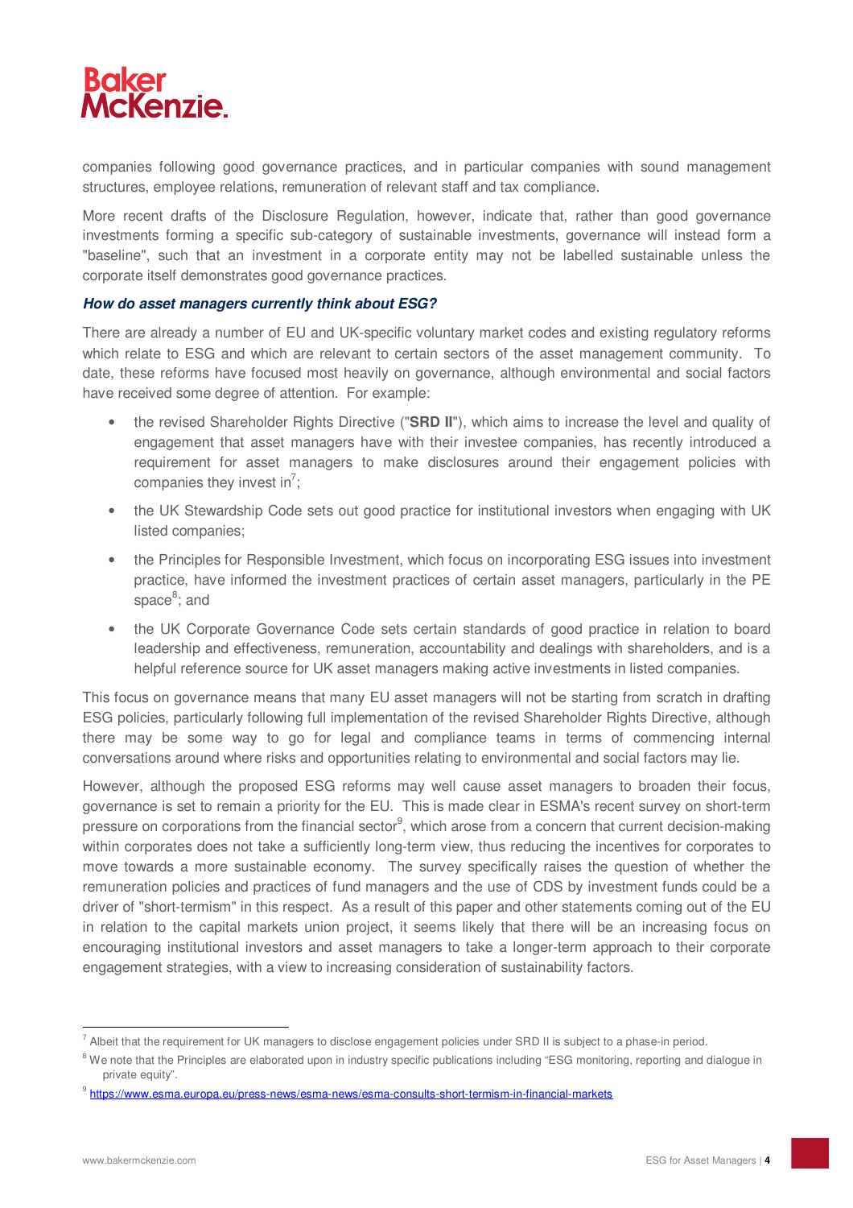companies following good governance practices, and in particular companies with sound management structures, employee relations, remuneration of relevant staff and tax compliance.

More recent drafts of the Disclosure Regulation, however, indicate that, rather than good governance investments forming a specific sub-category of sustainable investments, governance will instead form a "baseline", such that an investment in a corporate entity may not be labelled sustainable unless the corporate itself demonstrates good governance practices.

***How do asset managers currently think about ESG?***

There are already a number of EU and UK-specific voluntary market codes and existing regulatory reforms which relate to ESG and which are relevant to certain sectors of the asset management community. To date, these reforms have focused most heavily on governance, although environmental and social factors have received some degree of attention. For example:

- the revised Shareholder Rights Directive ("**SRD II**"), which aims to increase the level and quality of engagement that asset managers have with their investee companies, has recently introduced a requirement for asset managers to make disclosures around their engagement policies with companies they invest in[7];
- the UK Stewardship Code sets out good practice for institutional investors when engaging with UK listed companies;
- the Principles for Responsible Investment, which focus on incorporating ESG issues into investment practice, have informed the investment practices of certain asset managers, particularly in the PE space[8]; and
- the UK Corporate Governance Code sets certain standards of good practice in relation to board leadership and effectiveness, remuneration, accountability and dealings with shareholders, and is a helpful reference source for UK asset managers making active investments in listed companies.

This focus on governance means that many EU asset managers will not be starting from scratch in drafting ESG policies, particularly following full implementation of the revised Shareholder Rights Directive, although there may be some way to go for legal and compliance teams in terms of commencing internal conversations around where risks and opportunities relating to environmental and social factors may lie.

However, although the proposed ESG reforms may well cause asset managers to broaden their focus, governance is set to remain a priority for the EU. This is made clear in ESMA's recent survey on short-term pressure on corporations from the financial sector[9], which arose from a concern that current decision-making within corporates does not take a sufficiently long-term view, thus reducing the incentives for corporates to move towards a more sustainable economy. The survey specifically raises the question of whether the remuneration policies and practices of fund managers and the use of CDS by investment funds could be a driver of "short-termism" in this respect. As a result of this paper and other statements coming out of the EU in relation to the capital markets union project, it seems likely that there will be an increasing focus on encouraging institutional investors and asset managers to take a longer-term approach to their corporate engagement strategies, with a view to increasing consideration of sustainability factors.

---

[7] Albeit that the requirement for UK managers to disclose engagement policies under SRD II is subject to a phase-in period.

[8] We note that the Principles are elaborated upon in industry specific publications including "ESG monitoring, reporting and dialogue in private equity".

[9] https://www.esma.europa.eu/press-news/esma-news/esma-consults-short-termism-in-financial-markets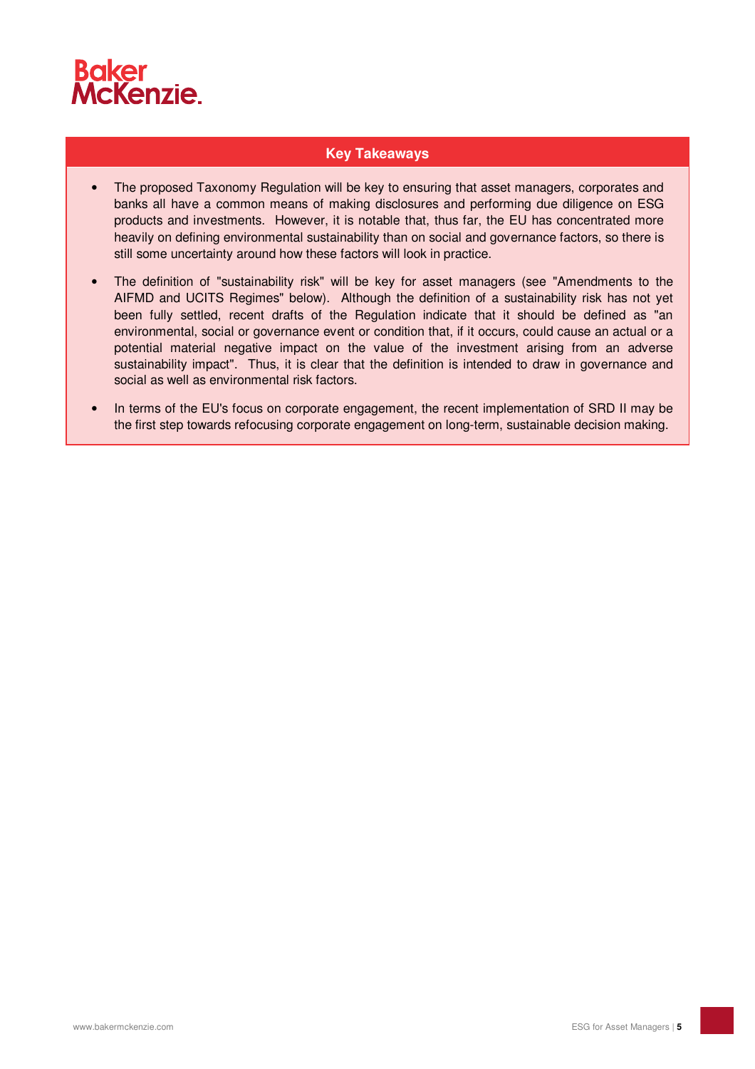### Key Takeaways

- The proposed Taxonomy Regulation will be key to ensuring that asset managers, corporates and banks all have a common means of making disclosures and performing due diligence on ESG products and investments. However, it is notable that, thus far, the EU has concentrated more heavily on defining environmental sustainability than on social and governance factors, so there is still some uncertainty around how these factors will look in practice.
- The definition of "sustainability risk" will be key for asset managers (see "Amendments to the AIFMD and UCITS Regimes" below). Although the definition of a sustainability risk has not yet been fully settled, recent drafts of the Regulation indicate that it should be defined as "an environmental, social or governance event or condition that, if it occurs, could cause an actual or a potential material negative impact on the value of the investment arising from an adverse sustainability impact". Thus, it is clear that the definition is intended to draw in governance and social as well as environmental risk factors.
- In terms of the EU's focus on corporate engagement, the recent implementation of SRD II may be the first step towards refocusing corporate engagement on long-term, sustainable decision making.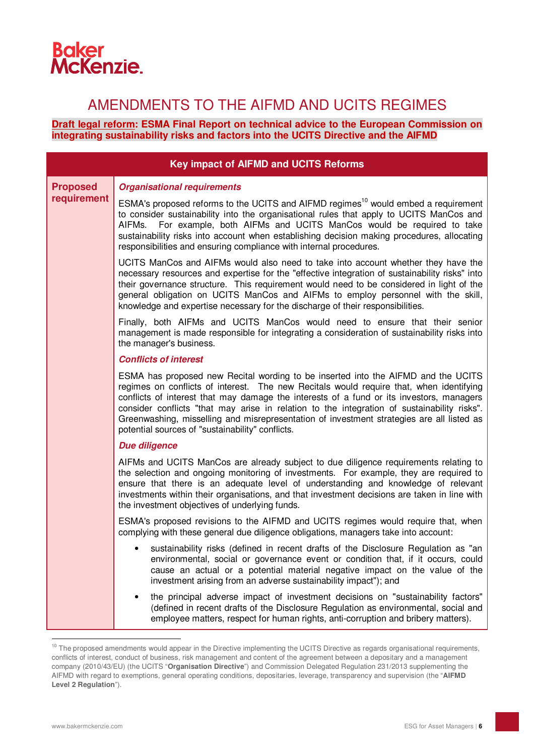Baker McKenzie.

# AMENDMENTS TO THE AIFMD AND UCITS REGIMES

**Draft legal reform: ESMA Final Report on technical advice to the European Commission on integrating sustainability risks and factors into the UCITS Directive and the AIFMD**

| Key impact of AIFMD and UCITS Reforms | |
|---|---|
| **Proposed requirement** | ***Organisational requirements***<br><br>ESMA's proposed reforms to the UCITS and AIFMD regimes[10] would embed a requirement to consider sustainability into the organisational rules that apply to UCITS ManCos and AIFMs. For example, both AIFMs and UCITS ManCos would be required to take sustainability risks into account when establishing decision making procedures, allocating responsibilities and ensuring compliance with internal procedures.<br><br>UCITS ManCos and AIFMs would also need to take into account whether they have the necessary resources and expertise for the "effective integration of sustainability risks" into their governance structure. This requirement would need to be considered in light of the general obligation on UCITS ManCos and AIFMs to employ personnel with the skill, knowledge and expertise necessary for the discharge of their responsibilities.<br><br>Finally, both AIFMs and UCITS ManCos would need to ensure that their senior management is made responsible for integrating a consideration of sustainability risks into the manager's business.<br><br>***Conflicts of interest***<br><br>ESMA has proposed new Recital wording to be inserted into the AIFMD and the UCITS regimes on conflicts of interest. The new Recitals would require that, when identifying conflicts of interest that may damage the interests of a fund or its investors, managers consider conflicts "that may arise in relation to the integration of sustainability risks". Greenwashing, misselling and misrepresentation of investment strategies are all listed as potential sources of "sustainability" conflicts.<br><br>***Due diligence***<br><br>AIFMs and UCITS ManCos are already subject to due diligence requirements relating to the selection and ongoing monitoring of investments. For example, they are required to ensure that there is an adequate level of understanding and knowledge of relevant investments within their organisations, and that investment decisions are taken in line with the investment objectives of underlying funds.<br><br>ESMA's proposed revisions to the AIFMD and UCITS regimes would require that, when complying with these general due diligence obligations, managers take into account:<br><br>• sustainability risks (defined in recent drafts of the Disclosure Regulation as "an environmental, social or governance event or condition that, if it occurs, could cause an actual or a potential material negative impact on the value of the investment arising from an adverse sustainability impact"); and<br><br>• the principal adverse impact of investment decisions on "sustainability factors" (defined in recent drafts of the Disclosure Regulation as environmental, social and employee matters, respect for human rights, anti-corruption and bribery matters). |

[10] The proposed amendments would appear in the Directive implementing the UCITS Directive as regards organisational requirements, conflicts of interest, conduct of business, risk management and content of the agreement between a depositary and a management company (2010/43/EU) (the UCITS "**Organisation Directive**") and Commission Delegated Regulation 231/2013 supplementing the AIFMD with regard to exemptions, general operating conditions, depositaries, leverage, transparency and supervision (the "**AIFMD Level 2 Regulation**").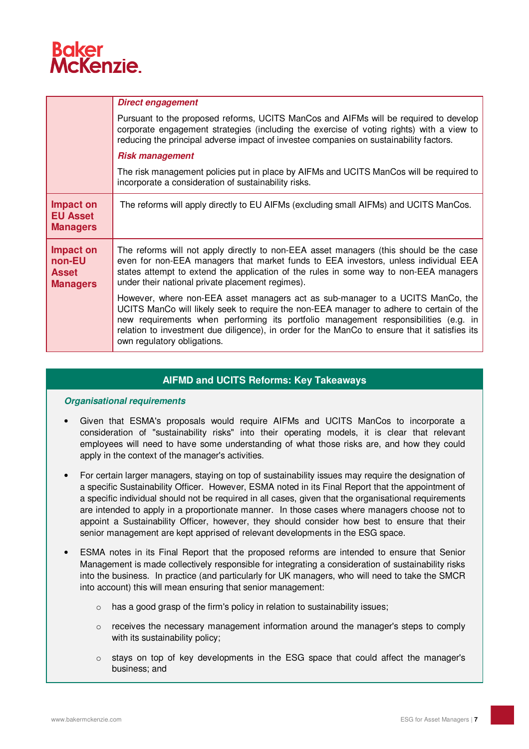| | |
|---|---|
| | ***Direct engagement*** Pursuant to the proposed reforms, UCITS ManCos and AIFMs will be required to develop corporate engagement strategies (including the exercise of voting rights) with a view to reducing the principal adverse impact of investee companies on sustainability factors. ***Risk management*** The risk management policies put in place by AIFMs and UCITS ManCos will be required to incorporate a consideration of sustainability risks. |
| **Impact on EU Asset Managers** | The reforms will apply directly to EU AIFMs (excluding small AIFMs) and UCITS ManCos. |
| **Impact on non-EU Asset Managers** | The reforms will not apply directly to non-EEA asset managers (this should be the case even for non-EEA managers that market funds to EEA investors, unless individual EEA states attempt to extend the application of the rules in some way to non-EEA managers under their national private placement regimes). However, where non-EEA asset managers act as sub-manager to a UCITS ManCo, the UCITS ManCo will likely seek to require the non-EEA manager to adhere to certain of the new requirements when performing its portfolio management responsibilities (e.g. in relation to investment due diligence), in order for the ManCo to ensure that it satisfies its own regulatory obligations. |

## AIFMD and UCITS Reforms: Key Takeaways

***Organisational requirements***

- Given that ESMA's proposals would require AIFMs and UCITS ManCos to incorporate a consideration of "sustainability risks" into their operating models, it is clear that relevant employees will need to have some understanding of what those risks are, and how they could apply in the context of the manager's activities.
- For certain larger managers, staying on top of sustainability issues may require the designation of a specific Sustainability Officer. However, ESMA noted in its Final Report that the appointment of a specific individual should not be required in all cases, given that the organisational requirements are intended to apply in a proportionate manner. In those cases where managers choose not to appoint a Sustainability Officer, however, they should consider how best to ensure that their senior management are kept apprised of relevant developments in the ESG space.
- ESMA notes in its Final Report that the proposed reforms are intended to ensure that Senior Management is made collectively responsible for integrating a consideration of sustainability risks into the business. In practice (and particularly for UK managers, who will need to take the SMCR into account) this will mean ensuring that senior management:
  - has a good grasp of the firm's policy in relation to sustainability issues;
  - receives the necessary management information around the manager's steps to comply with its sustainability policy;
  - stays on top of key developments in the ESG space that could affect the manager's business; and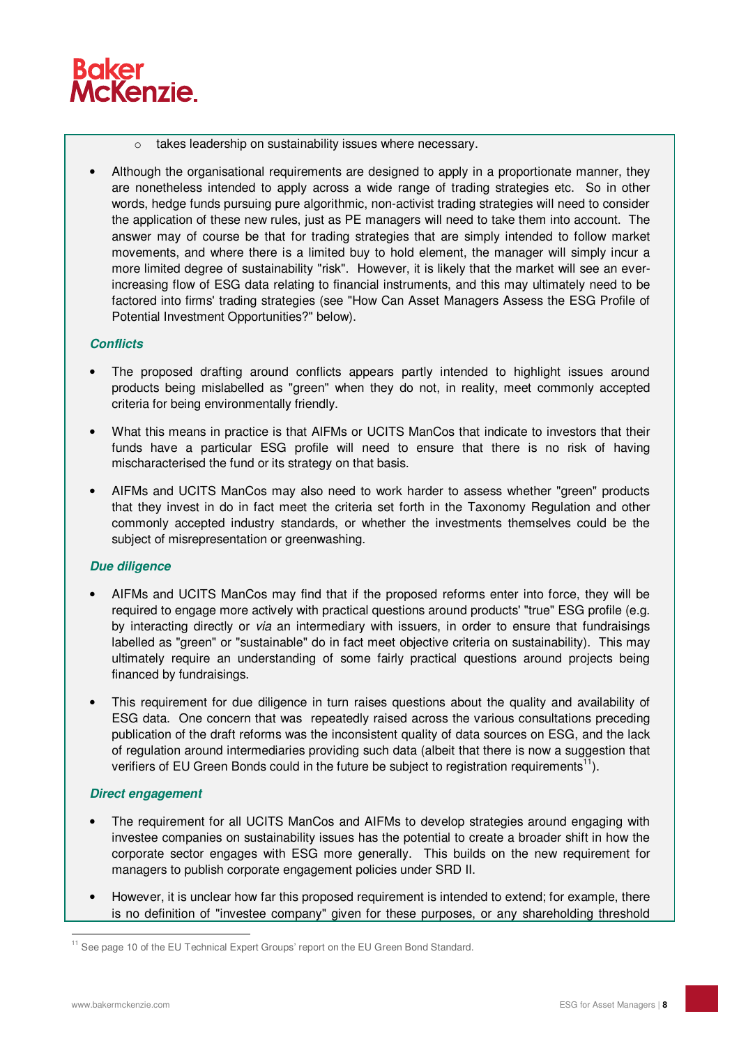- takes leadership on sustainability issues where necessary.

- Although the organisational requirements are designed to apply in a proportionate manner, they are nonetheless intended to apply across a wide range of trading strategies etc. So in other words, hedge funds pursuing pure algorithmic, non-activist trading strategies will need to consider the application of these new rules, just as PE managers will need to take them into account. The answer may of course be that for trading strategies that are simply intended to follow market movements, and where there is a limited buy to hold element, the manager will simply incur a more limited degree of sustainability "risk". However, it is likely that the market will see an ever-increasing flow of ESG data relating to financial instruments, and this may ultimately need to be factored into firms' trading strategies (see "How Can Asset Managers Assess the ESG Profile of Potential Investment Opportunities?" below).

***Conflicts***

- The proposed drafting around conflicts appears partly intended to highlight issues around products being mislabelled as "green" when they do not, in reality, meet commonly accepted criteria for being environmentally friendly.

- What this means in practice is that AIFMs or UCITS ManCos that indicate to investors that their funds have a particular ESG profile will need to ensure that there is no risk of having mischaracterised the fund or its strategy on that basis.

- AIFMs and UCITS ManCos may also need to work harder to assess whether "green" products that they invest in do in fact meet the criteria set forth in the Taxonomy Regulation and other commonly accepted industry standards, or whether the investments themselves could be the subject of misrepresentation or greenwashing.

***Due diligence***

- AIFMs and UCITS ManCos may find that if the proposed reforms enter into force, they will be required to engage more actively with practical questions around products' "true" ESG profile (e.g. by interacting directly or *via* an intermediary with issuers, in order to ensure that fundraisings labelled as "green" or "sustainable" do in fact meet objective criteria on sustainability). This may ultimately require an understanding of some fairly practical questions around projects being financed by fundraisings.

- This requirement for due diligence in turn raises questions about the quality and availability of ESG data. One concern that was repeatedly raised across the various consultations preceding publication of the draft reforms was the inconsistent quality of data sources on ESG, and the lack of regulation around intermediaries providing such data (albeit that there is now a suggestion that verifiers of EU Green Bonds could in the future be subject to registration requirements[11]).

***Direct engagement***

- The requirement for all UCITS ManCos and AIFMs to develop strategies around engaging with investee companies on sustainability issues has the potential to create a broader shift in how the corporate sector engages with ESG more generally. This builds on the new requirement for managers to publish corporate engagement policies under SRD II.

- However, it is unclear how far this proposed requirement is intended to extend; for example, there is no definition of "investee company" given for these purposes, or any shareholding threshold

[11] See page 10 of the EU Technical Expert Groups' report on the EU Green Bond Standard.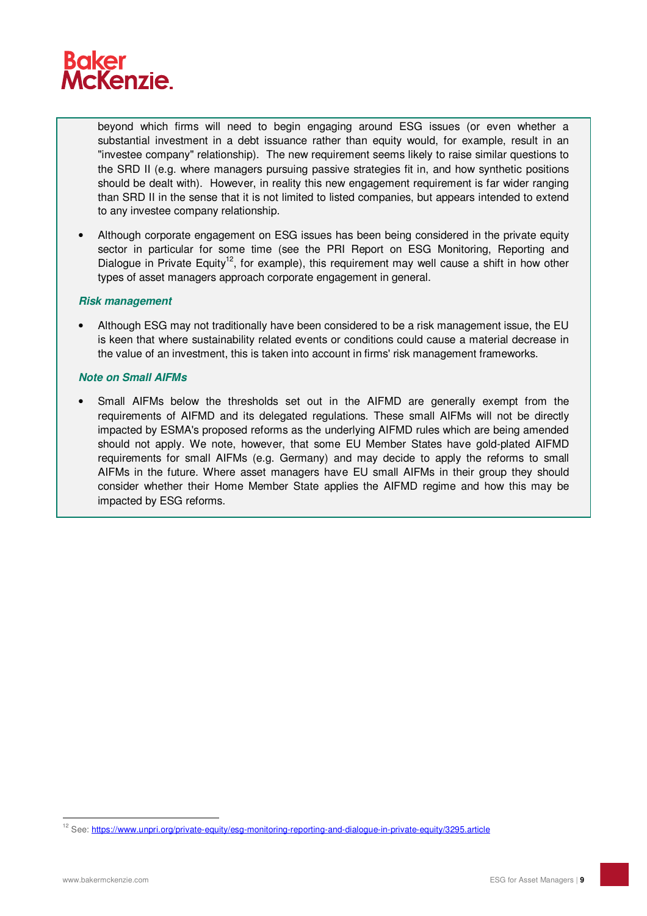beyond which firms will need to begin engaging around ESG issues (or even whether a substantial investment in a debt issuance rather than equity would, for example, result in an "investee company" relationship). The new requirement seems likely to raise similar questions to the SRD II (e.g. where managers pursuing passive strategies fit in, and how synthetic positions should be dealt with). However, in reality this new engagement requirement is far wider ranging than SRD II in the sense that it is not limited to listed companies, but appears intended to extend to any investee company relationship.

- Although corporate engagement on ESG issues has been being considered in the private equity sector in particular for some time (see the PRI Report on ESG Monitoring, Reporting and Dialogue in Private Equity[12], for example), this requirement may well cause a shift in how other types of asset managers approach corporate engagement in general.

***Risk management***

- Although ESG may not traditionally have been considered to be a risk management issue, the EU is keen that where sustainability related events or conditions could cause a material decrease in the value of an investment, this is taken into account in firms' risk management frameworks.

***Note on Small AIFMs***

- Small AIFMs below the thresholds set out in the AIFMD are generally exempt from the requirements of AIFMD and its delegated regulations. These small AIFMs will not be directly impacted by ESMA's proposed reforms as the underlying AIFMD rules which are being amended should not apply. We note, however, that some EU Member States have gold-plated AIFMD requirements for small AIFMs (e.g. Germany) and may decide to apply the reforms to small AIFMs in the future. Where asset managers have EU small AIFMs in their group they should consider whether their Home Member State applies the AIFMD regime and how this may be impacted by ESG reforms.

[12] See: https://www.unpri.org/private-equity/esg-monitoring-reporting-and-dialogue-in-private-equity/3295.article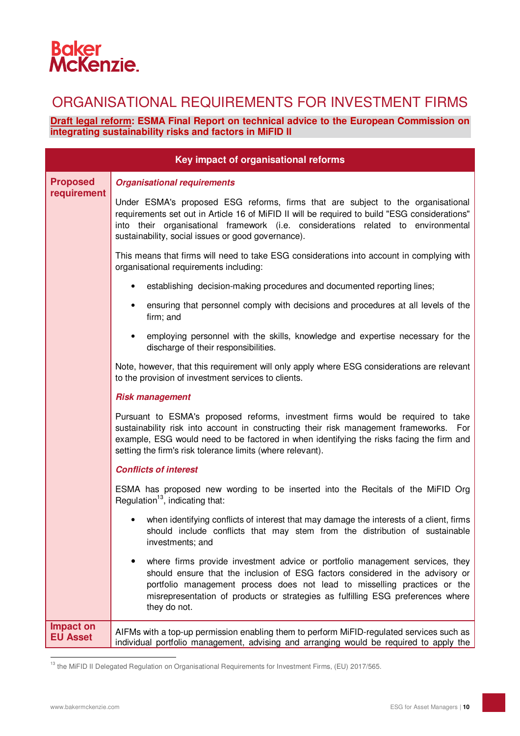# ORGANISATIONAL REQUIREMENTS FOR INVESTMENT FIRMS

**Draft legal reform: ESMA Final Report on technical advice to the European Commission on integrating sustainability risks and factors in MiFID II**

| Key impact of organisational reforms | |
|---|---|
| **Proposed requirement** | ***Organisational requirements***<br><br>Under ESMA's proposed ESG reforms, firms that are subject to the organisational requirements set out in Article 16 of MiFID II will be required to build "ESG considerations" into their organisational framework (i.e. considerations related to environmental sustainability, social issues or good governance).<br><br>This means that firms will need to take ESG considerations into account in complying with organisational requirements including:<br><br>• establishing decision-making procedures and documented reporting lines;<br><br>• ensuring that personnel comply with decisions and procedures at all levels of the firm; and<br><br>• employing personnel with the skills, knowledge and expertise necessary for the discharge of their responsibilities.<br><br>Note, however, that this requirement will only apply where ESG considerations are relevant to the provision of investment services to clients.<br><br>***Risk management***<br><br>Pursuant to ESMA's proposed reforms, investment firms would be required to take sustainability risk into account in constructing their risk management frameworks. For example, ESG would need to be factored in when identifying the risks facing the firm and setting the firm's risk tolerance limits (where relevant).<br><br>***Conflicts of interest***<br><br>ESMA has proposed new wording to be inserted into the Recitals of the MiFID Org Regulation[13], indicating that:<br><br>• when identifying conflicts of interest that may damage the interests of a client, firms should include conflicts that may stem from the distribution of sustainable investments; and<br><br>• where firms provide investment advice or portfolio management services, they should ensure that the inclusion of ESG factors considered in the advisory or portfolio management process does not lead to misselling practices or the misrepresentation of products or strategies as fulfilling ESG preferences where they do not. |
| **Impact on EU Asset** | AIFMs with a top-up permission enabling them to perform MiFID-regulated services such as individual portfolio management, advising and arranging would be required to apply the |

[13] the MiFID II Delegated Regulation on Organisational Requirements for Investment Firms, (EU) 2017/565.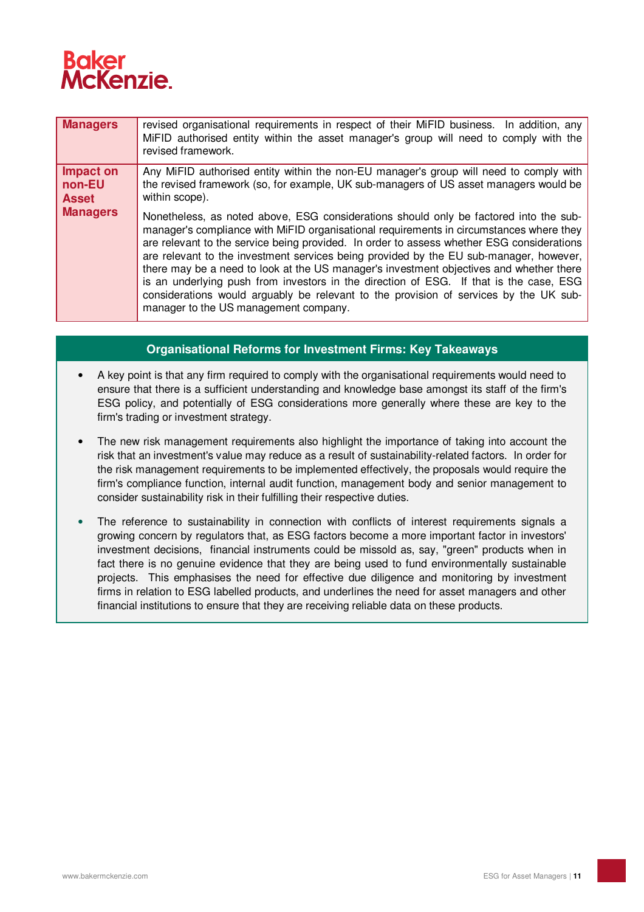| | |
|---|---|
| **Managers** | revised organisational requirements in respect of their MiFID business. In addition, any MiFID authorised entity within the asset manager's group will need to comply with the revised framework. |
| **Impact on non-EU Asset Managers** | Any MiFID authorised entity within the non-EU manager's group will need to comply with the revised framework (so, for example, UK sub-managers of US asset managers would be within scope).<br><br>Nonetheless, as noted above, ESG considerations should only be factored into the sub-manager's compliance with MiFID organisational requirements in circumstances where they are relevant to the service being provided. In order to assess whether ESG considerations are relevant to the investment services being provided by the EU sub-manager, however, there may be a need to look at the US manager's investment objectives and whether there is an underlying push from investors in the direction of ESG. If that is the case, ESG considerations would arguably be relevant to the provision of services by the UK sub-manager to the US management company. |

## Organisational Reforms for Investment Firms: Key Takeaways

- A key point is that any firm required to comply with the organisational requirements would need to ensure that there is a sufficient understanding and knowledge base amongst its staff of the firm's ESG policy, and potentially of ESG considerations more generally where these are key to the firm's trading or investment strategy.
- The new risk management requirements also highlight the importance of taking into account the risk that an investment's value may reduce as a result of sustainability-related factors. In order for the risk management requirements to be implemented effectively, the proposals would require the firm's compliance function, internal audit function, management body and senior management to consider sustainability risk in their fulfilling their respective duties.
- The reference to sustainability in connection with conflicts of interest requirements signals a growing concern by regulators that, as ESG factors become a more important factor in investors' investment decisions, financial instruments could be missold as, say, "green" products when in fact there is no genuine evidence that they are being used to fund environmentally sustainable projects. This emphasises the need for effective due diligence and monitoring by investment firms in relation to ESG labelled products, and underlines the need for asset managers and other financial institutions to ensure that they are receiving reliable data on these products.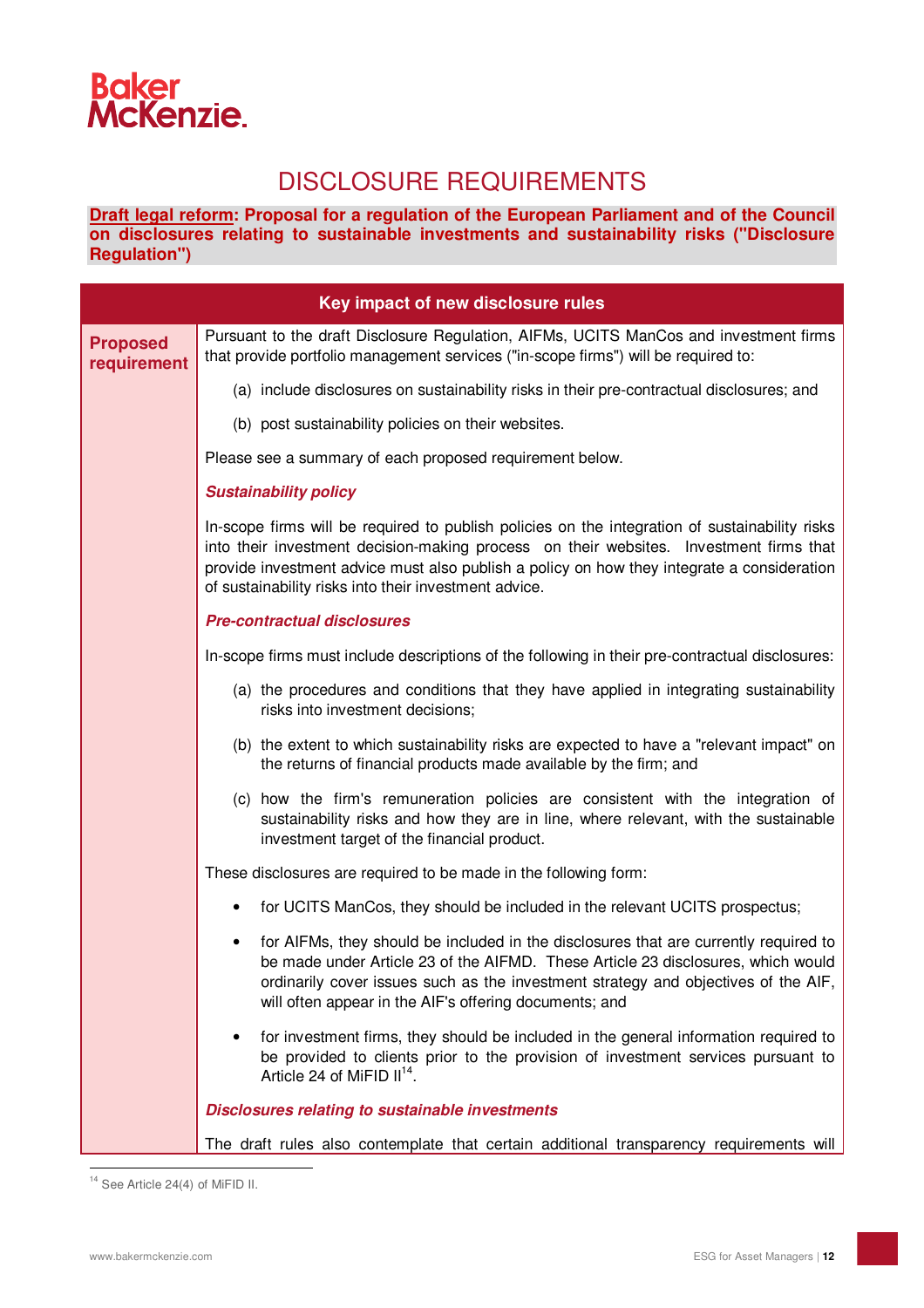# DISCLOSURE REQUIREMENTS

**Draft legal reform: Proposal for a regulation of the European Parliament and of the Council on disclosures relating to sustainable investments and sustainability risks ("Disclosure Regulation")**

| Key impact of new disclosure rules | |
|---|---|
| **Proposed requirement** | Pursuant to the draft Disclosure Regulation, AIFMs, UCITS ManCos and investment firms that provide portfolio management services ("in-scope firms") will be required to:<br><br>(a) include disclosures on sustainability risks in their pre-contractual disclosures; and<br><br>(b) post sustainability policies on their websites.<br><br>Please see a summary of each proposed requirement below.<br><br>***Sustainability policy***<br><br>In-scope firms will be required to publish policies on the integration of sustainability risks into their investment decision-making process on their websites. Investment firms that provide investment advice must also publish a policy on how they integrate a consideration of sustainability risks into their investment advice.<br><br>***Pre-contractual disclosures***<br><br>In-scope firms must include descriptions of the following in their pre-contractual disclosures:<br><br>(a) the procedures and conditions that they have applied in integrating sustainability risks into investment decisions;<br><br>(b) the extent to which sustainability risks are expected to have a "relevant impact" on the returns of financial products made available by the firm; and<br><br>(c) how the firm's remuneration policies are consistent with the integration of sustainability risks and how they are in line, where relevant, with the sustainable investment target of the financial product.<br><br>These disclosures are required to be made in the following form:<br><br>• for UCITS ManCos, they should be included in the relevant UCITS prospectus;<br><br>• for AIFMs, they should be included in the disclosures that are currently required to be made under Article 23 of the AIFMD. These Article 23 disclosures, which would ordinarily cover issues such as the investment strategy and objectives of the AIF, will often appear in the AIF's offering documents; and<br><br>• for investment firms, they should be included in the general information required to be provided to clients prior to the provision of investment services pursuant to Article 24 of MiFID II[14].<br><br>***Disclosures relating to sustainable investments***<br><br>The draft rules also contemplate that certain additional transparency requirements will |

[14] See Article 24(4) of MiFID II.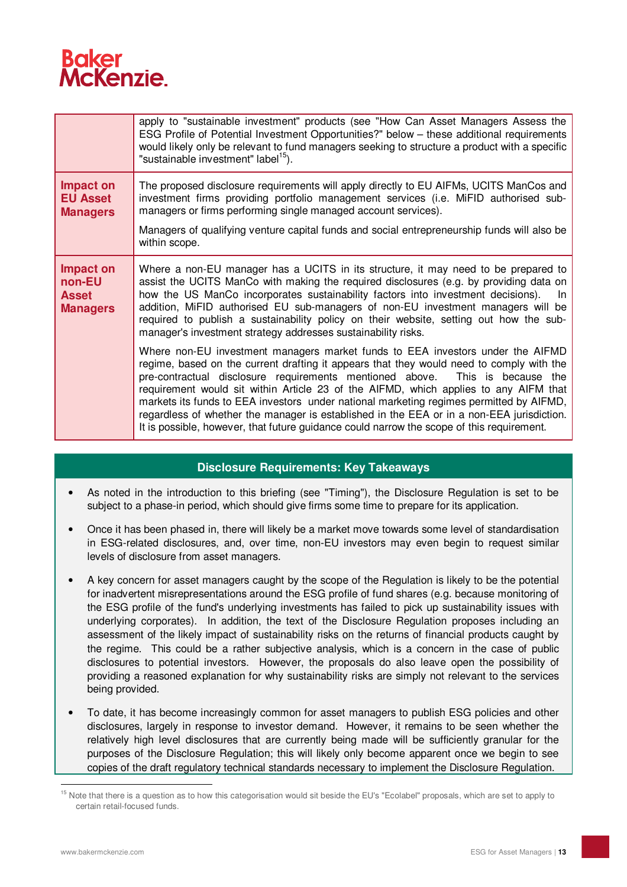| | |
|---|---|
| | apply to "sustainable investment" products (see "How Can Asset Managers Assess the ESG Profile of Potential Investment Opportunities?" below – these additional requirements would likely only be relevant to fund managers seeking to structure a product with a specific "sustainable investment" label[15]). |
| **Impact on EU Asset Managers** | The proposed disclosure requirements will apply directly to EU AIFMs, UCITS ManCos and investment firms providing portfolio management services (i.e. MiFID authorised sub-managers or firms performing single managed account services).<br><br>Managers of qualifying venture capital funds and social entrepreneurship funds will also be within scope. |
| **Impact on non-EU Asset Managers** | Where a non-EU manager has a UCITS in its structure, it may need to be prepared to assist the UCITS ManCo with making the required disclosures (e.g. by providing data on how the US ManCo incorporates sustainability factors into investment decisions). In addition, MiFID authorised EU sub-managers of non-EU investment managers will be required to publish a sustainability policy on their website, setting out how the sub-manager's investment strategy addresses sustainability risks.<br><br>Where non-EU investment managers market funds to EEA investors under the AIFMD regime, based on the current drafting it appears that they would need to comply with the pre-contractual disclosure requirements mentioned above. This is because the requirement would sit within Article 23 of the AIFMD, which applies to any AIFM that markets its funds to EEA investors under national marketing regimes permitted by AIFMD, regardless of whether the manager is established in the EEA or in a non-EEA jurisdiction. It is possible, however, that future guidance could narrow the scope of this requirement. |

## Disclosure Requirements: Key Takeaways

- As noted in the introduction to this briefing (see "Timing"), the Disclosure Regulation is set to be subject to a phase-in period, which should give firms some time to prepare for its application.
- Once it has been phased in, there will likely be a market move towards some level of standardisation in ESG-related disclosures, and, over time, non-EU investors may even begin to request similar levels of disclosure from asset managers.
- A key concern for asset managers caught by the scope of the Regulation is likely to be the potential for inadvertent misrepresentations around the ESG profile of fund shares (e.g. because monitoring of the ESG profile of the fund's underlying investments has failed to pick up sustainability issues with underlying corporates). In addition, the text of the Disclosure Regulation proposes including an assessment of the likely impact of sustainability risks on the returns of financial products caught by the regime. This could be a rather subjective analysis, which is a concern in the case of public disclosures to potential investors. However, the proposals do also leave open the possibility of providing a reasoned explanation for why sustainability risks are simply not relevant to the services being provided.
- To date, it has become increasingly common for asset managers to publish ESG policies and other disclosures, largely in response to investor demand. However, it remains to be seen whether the relatively high level disclosures that are currently being made will be sufficiently granular for the purposes of the Disclosure Regulation; this will likely only become apparent once we begin to see copies of the draft regulatory technical standards necessary to implement the Disclosure Regulation.

[15] Note that there is a question as to how this categorisation would sit beside the EU's "Ecolabel" proposals, which are set to apply to certain retail-focused funds.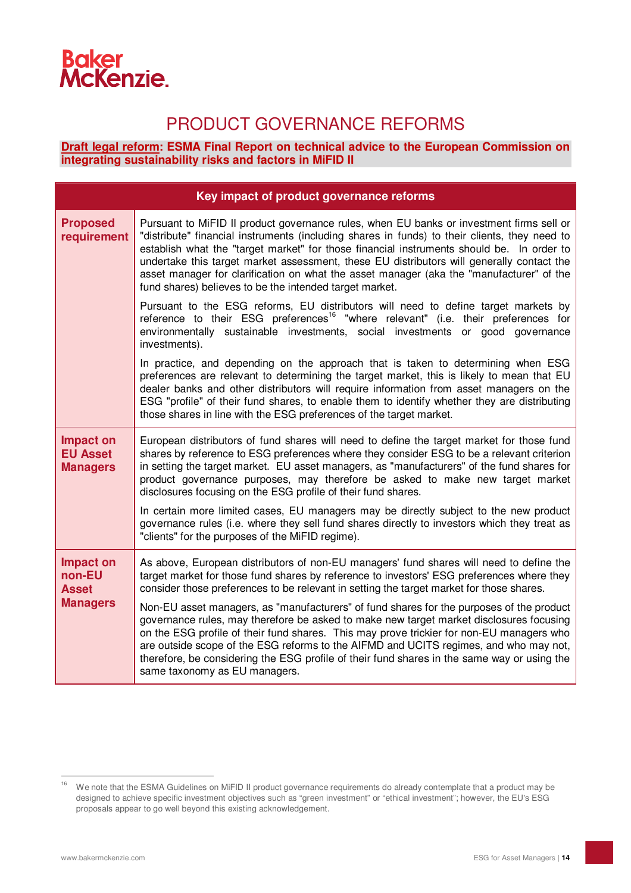# PRODUCT GOVERNANCE REFORMS

**Draft legal reform: ESMA Final Report on technical advice to the European Commission on integrating sustainability risks and factors in MiFID II**

| Key impact of product governance reforms | |
|---|---|
| **Proposed requirement** | Pursuant to MiFID II product governance rules, when EU banks or investment firms sell or "distribute" financial instruments (including shares in funds) to their clients, they need to establish what the "target market" for those financial instruments should be. In order to undertake this target market assessment, these EU distributors will generally contact the asset manager for clarification on what the asset manager (aka the "manufacturer" of the fund shares) believes to be the intended target market.<br><br>Pursuant to the ESG reforms, EU distributors will need to define target markets by reference to their ESG preferences[16] "where relevant" (i.e. their preferences for environmentally sustainable investments, social investments or good governance investments).<br><br>In practice, and depending on the approach that is taken to determining when ESG preferences are relevant to determining the target market, this is likely to mean that EU dealer banks and other distributors will require information from asset managers on the ESG "profile" of their fund shares, to enable them to identify whether they are distributing those shares in line with the ESG preferences of the target market. |
| **Impact on EU Asset Managers** | European distributors of fund shares will need to define the target market for those fund shares by reference to ESG preferences where they consider ESG to be a relevant criterion in setting the target market. EU asset managers, as "manufacturers" of the fund shares for product governance purposes, may therefore be asked to make new target market disclosures focusing on the ESG profile of their fund shares.<br><br>In certain more limited cases, EU managers may be directly subject to the new product governance rules (i.e. where they sell fund shares directly to investors which they treat as "clients" for the purposes of the MiFID regime). |
| **Impact on non-EU Asset Managers** | As above, European distributors of non-EU managers' fund shares will need to define the target market for those fund shares by reference to investors' ESG preferences where they consider those preferences to be relevant in setting the target market for those shares.<br><br>Non-EU asset managers, as "manufacturers" of fund shares for the purposes of the product governance rules, may therefore be asked to make new target market disclosures focusing on the ESG profile of their fund shares. This may prove trickier for non-EU managers who are outside scope of the ESG reforms to the AIFMD and UCITS regimes, and who may not, therefore, be considering the ESG profile of their fund shares in the same way or using the same taxonomy as EU managers. |

[16] We note that the ESMA Guidelines on MiFID II product governance requirements do already contemplate that a product may be designed to achieve specific investment objectives such as "green investment" or "ethical investment"; however, the EU's ESG proposals appear to go well beyond this existing acknowledgement.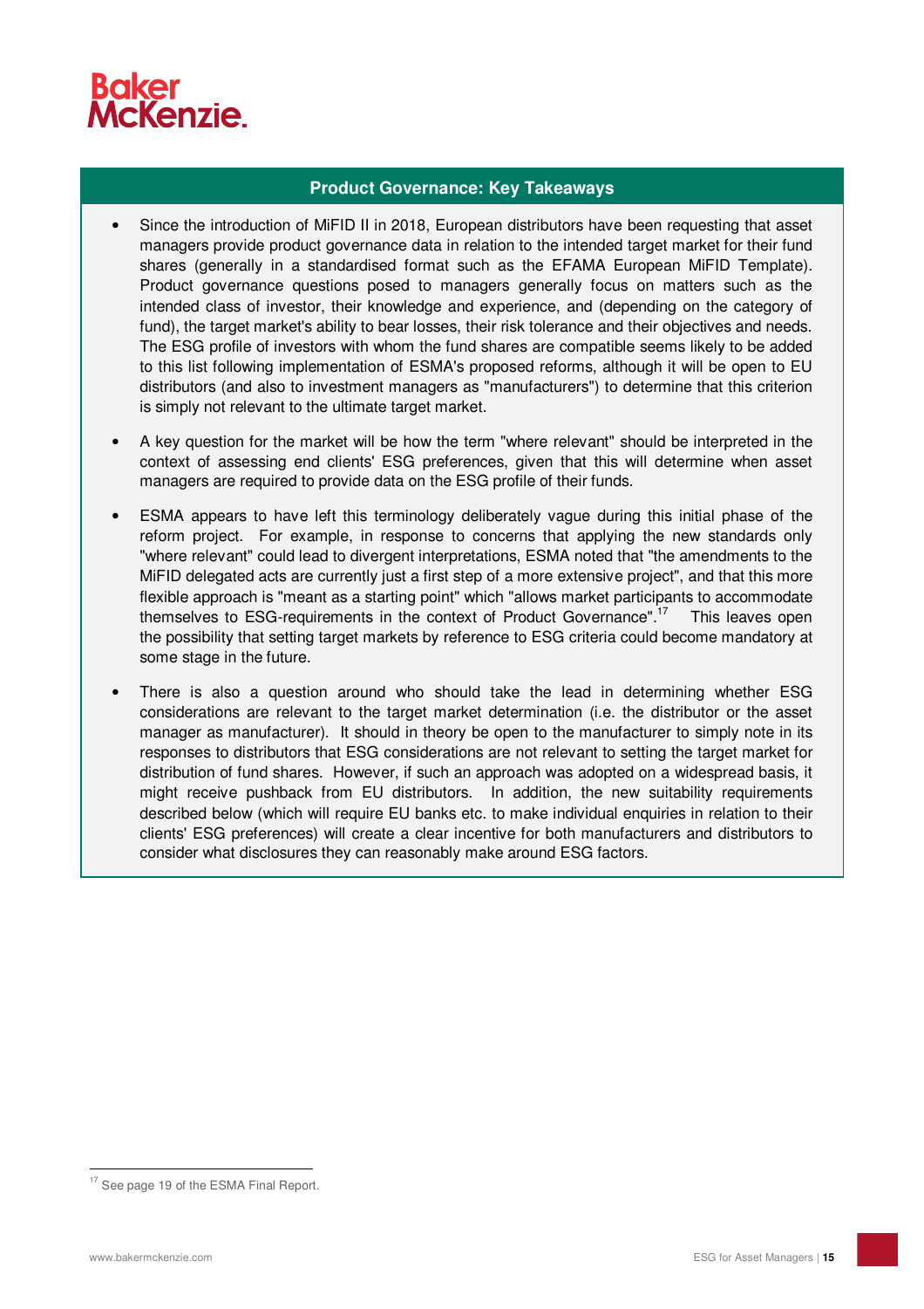## Product Governance: Key Takeaways

- Since the introduction of MiFID II in 2018, European distributors have been requesting that asset managers provide product governance data in relation to the intended target market for their fund shares (generally in a standardised format such as the EFAMA European MiFID Template). Product governance questions posed to managers generally focus on matters such as the intended class of investor, their knowledge and experience, and (depending on the category of fund), the target market's ability to bear losses, their risk tolerance and their objectives and needs. The ESG profile of investors with whom the fund shares are compatible seems likely to be added to this list following implementation of ESMA's proposed reforms, although it will be open to EU distributors (and also to investment managers as "manufacturers") to determine that this criterion is simply not relevant to the ultimate target market.

- A key question for the market will be how the term "where relevant" should be interpreted in the context of assessing end clients' ESG preferences, given that this will determine when asset managers are required to provide data on the ESG profile of their funds.

- ESMA appears to have left this terminology deliberately vague during this initial phase of the reform project. For example, in response to concerns that applying the new standards only "where relevant" could lead to divergent interpretations, ESMA noted that "the amendments to the MiFID delegated acts are currently just a first step of a more extensive project", and that this more flexible approach is "meant as a starting point" which "allows market participants to accommodate themselves to ESG-requirements in the context of Product Governance".[17] This leaves open the possibility that setting target markets by reference to ESG criteria could become mandatory at some stage in the future.

- There is also a question around who should take the lead in determining whether ESG considerations are relevant to the target market determination (i.e. the distributor or the asset manager as manufacturer). It should in theory be open to the manufacturer to simply note in its responses to distributors that ESG considerations are not relevant to setting the target market for distribution of fund shares. However, if such an approach was adopted on a widespread basis, it might receive pushback from EU distributors. In addition, the new suitability requirements described below (which will require EU banks etc. to make individual enquiries in relation to their clients' ESG preferences) will create a clear incentive for both manufacturers and distributors to consider what disclosures they can reasonably make around ESG factors.

[17] See page 19 of the ESMA Final Report.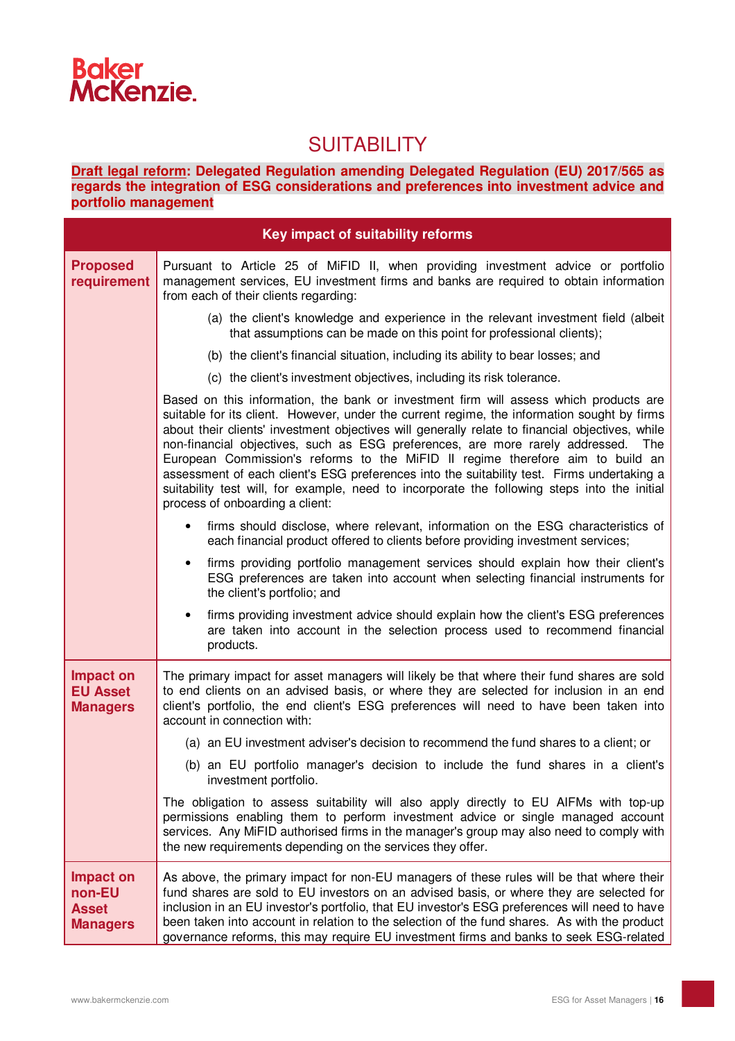# SUITABILITY

**Draft legal reform: Delegated Regulation amending Delegated Regulation (EU) 2017/565 as regards the integration of ESG considerations and preferences into investment advice and portfolio management**

| Key impact of suitability reforms | |
|---|---|
| **Proposed requirement** | Pursuant to Article 25 of MiFID II, when providing investment advice or portfolio management services, EU investment firms and banks are required to obtain information from each of their clients regarding:<br><br>(a) the client's knowledge and experience in the relevant investment field (albeit that assumptions can be made on this point for professional clients);<br><br>(b) the client's financial situation, including its ability to bear losses; and<br><br>(c) the client's investment objectives, including its risk tolerance.<br><br>Based on this information, the bank or investment firm will assess which products are suitable for its client. However, under the current regime, the information sought by firms about their clients' investment objectives will generally relate to financial objectives, while non-financial objectives, such as ESG preferences, are more rarely addressed. The European Commission's reforms to the MiFID II regime therefore aim to build an assessment of each client's ESG preferences into the suitability test. Firms undertaking a suitability test will, for example, need to incorporate the following steps into the initial process of onboarding a client:<br><br>• firms should disclose, where relevant, information on the ESG characteristics of each financial product offered to clients before providing investment services;<br><br>• firms providing portfolio management services should explain how their client's ESG preferences are taken into account when selecting financial instruments for the client's portfolio; and<br><br>• firms providing investment advice should explain how the client's ESG preferences are taken into account in the selection process used to recommend financial products. |
| **Impact on EU Asset Managers** | The primary impact for asset managers will likely be that where their fund shares are sold to end clients on an advised basis, or where they are selected for inclusion in an end client's portfolio, the end client's ESG preferences will need to have been taken into account in connection with:<br><br>(a) an EU investment adviser's decision to recommend the fund shares to a client; or<br><br>(b) an EU portfolio manager's decision to include the fund shares in a client's investment portfolio.<br><br>The obligation to assess suitability will also apply directly to EU AIFMs with top-up permissions enabling them to perform investment advice or single managed account services. Any MiFID authorised firms in the manager's group may also need to comply with the new requirements depending on the services they offer. |
| **Impact on non-EU Asset Managers** | As above, the primary impact for non-EU managers of these rules will be that where their fund shares are sold to EU investors on an advised basis, or where they are selected for inclusion in an EU investor's portfolio, that EU investor's ESG preferences will need to have been taken into account in relation to the selection of the fund shares. As with the product governance reforms, this may require EU investment firms and banks to seek ESG-related |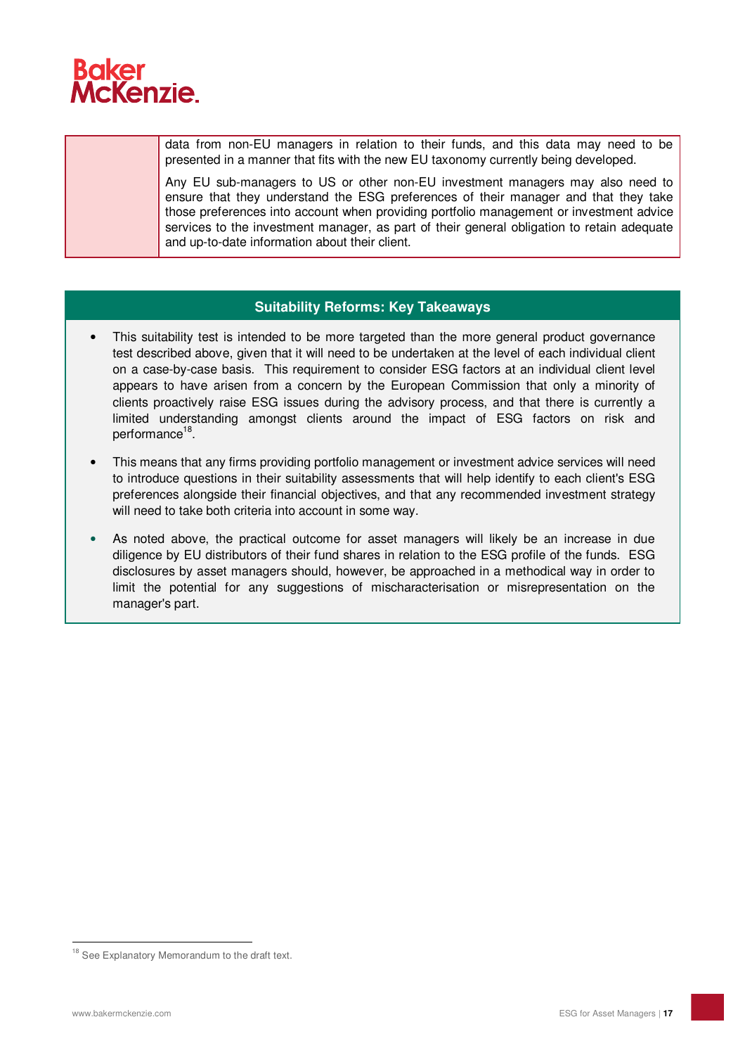| | |
|---|---|
| | data from non-EU managers in relation to their funds, and this data may need to be presented in a manner that fits with the new EU taxonomy currently being developed.<br><br>Any EU sub-managers to US or other non-EU investment managers may also need to ensure that they understand the ESG preferences of their manager and that they take those preferences into account when providing portfolio management or investment advice services to the investment manager, as part of their general obligation to retain adequate and up-to-date information about their client. |

### Suitability Reforms: Key Takeaways

- This suitability test is intended to be more targeted than the more general product governance test described above, given that it will need to be undertaken at the level of each individual client on a case-by-case basis. This requirement to consider ESG factors at an individual client level appears to have arisen from a concern by the European Commission that only a minority of clients proactively raise ESG issues during the advisory process, and that there is currently a limited understanding amongst clients around the impact of ESG factors on risk and performance[18].
- This means that any firms providing portfolio management or investment advice services will need to introduce questions in their suitability assessments that will help identify to each client's ESG preferences alongside their financial objectives, and that any recommended investment strategy will need to take both criteria into account in some way.
- As noted above, the practical outcome for asset managers will likely be an increase in due diligence by EU distributors of their fund shares in relation to the ESG profile of the funds. ESG disclosures by asset managers should, however, be approached in a methodical way in order to limit the potential for any suggestions of mischaracterisation or misrepresentation on the manager's part.

[18] See Explanatory Memorandum to the draft text.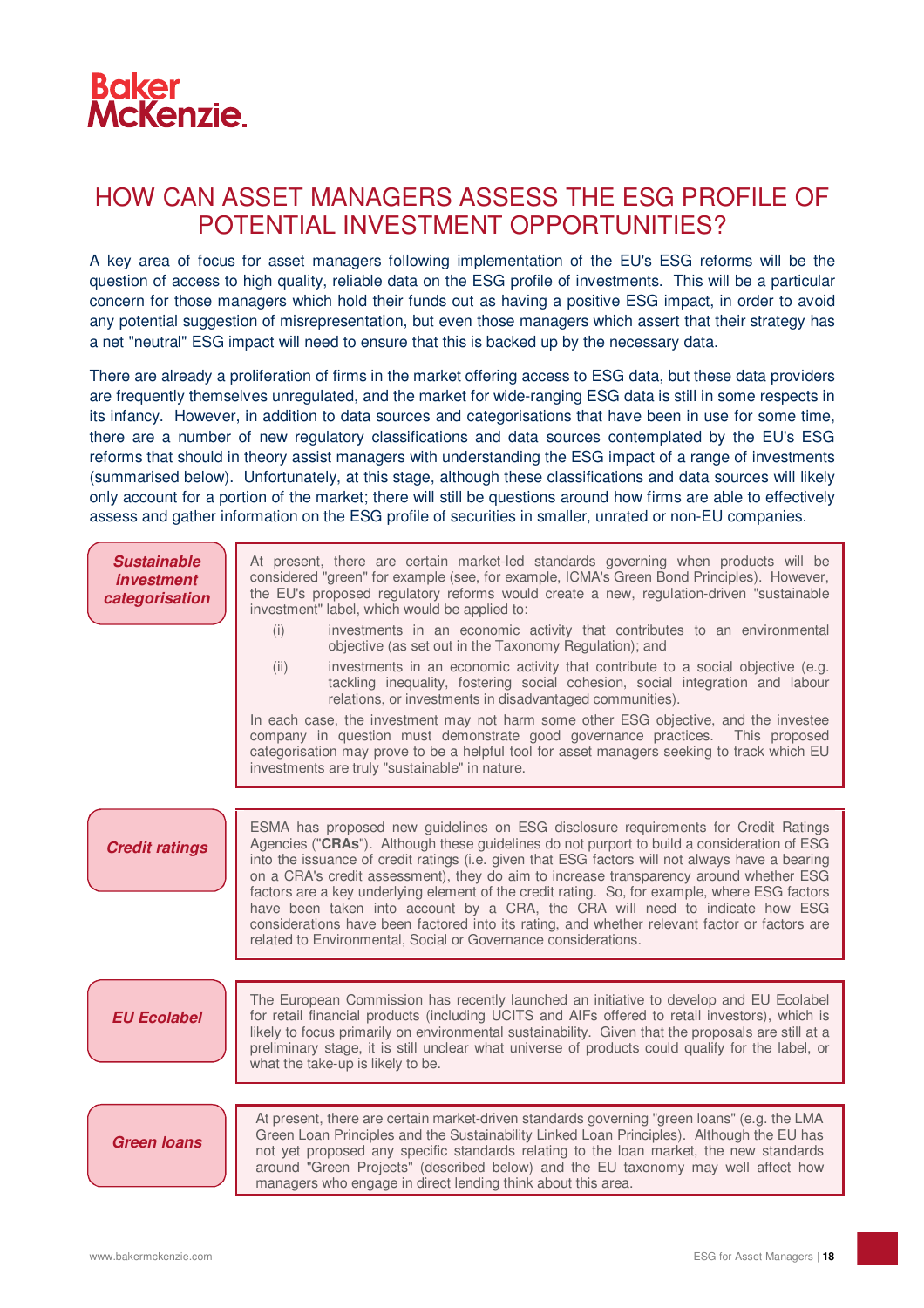# HOW CAN ASSET MANAGERS ASSESS THE ESG PROFILE OF POTENTIAL INVESTMENT OPPORTUNITIES?

A key area of focus for asset managers following implementation of the EU's ESG reforms will be the question of access to high quality, reliable data on the ESG profile of investments. This will be a particular concern for those managers which hold their funds out as having a positive ESG impact, in order to avoid any potential suggestion of misrepresentation, but even those managers which assert that their strategy has a net "neutral" ESG impact will need to ensure that this is backed up by the necessary data.

There are already a proliferation of firms in the market offering access to ESG data, but these data providers are frequently themselves unregulated, and the market for wide-ranging ESG data is still in some respects in its infancy. However, in addition to data sources and categorisations that have been in use for some time, there are a number of new regulatory classifications and data sources contemplated by the EU's ESG reforms that should in theory assist managers with understanding the ESG impact of a range of investments (summarised below). Unfortunately, at this stage, although these classifications and data sources will likely only account for a portion of the market; there will still be questions around how firms are able to effectively assess and gather information on the ESG profile of securities in smaller, unrated or non-EU companies.

***Sustainable investment categorisation***

At present, there are certain market-led standards governing when products will be considered "green" for example (see, for example, ICMA's Green Bond Principles). However, the EU's proposed regulatory reforms would create a new, regulation-driven "sustainable investment" label, which would be applied to:

(i) investments in an economic activity that contributes to an environmental objective (as set out in the Taxonomy Regulation); and

(ii) investments in an economic activity that contribute to a social objective (e.g. tackling inequality, fostering social cohesion, social integration and labour relations, or investments in disadvantaged communities).

In each case, the investment may not harm some other ESG objective, and the investee company in question must demonstrate good governance practices. This proposed categorisation may prove to be a helpful tool for asset managers seeking to track which EU investments are truly "sustainable" in nature.

***Credit ratings***

ESMA has proposed new guidelines on ESG disclosure requirements for Credit Ratings Agencies ("**CRAs**"). Although these guidelines do not purport to build a consideration of ESG into the issuance of credit ratings (i.e. given that ESG factors will not always have a bearing on a CRA's credit assessment), they do aim to increase transparency around whether ESG factors are a key underlying element of the credit rating. So, for example, where ESG factors have been taken into account by a CRA, the CRA will need to indicate how ESG considerations have been factored into its rating, and whether relevant factor or factors are related to Environmental, Social or Governance considerations.

***EU Ecolabel***

The European Commission has recently launched an initiative to develop and EU Ecolabel for retail financial products (including UCITS and AIFs offered to retail investors), which is likely to focus primarily on environmental sustainability. Given that the proposals are still at a preliminary stage, it is still unclear what universe of products could qualify for the label, or what the take-up is likely to be.

***Green loans***

At present, there are certain market-driven standards governing "green loans" (e.g. the LMA Green Loan Principles and the Sustainability Linked Loan Principles). Although the EU has not yet proposed any specific standards relating to the loan market, the new standards around "Green Projects" (described below) and the EU taxonomy may well affect how managers who engage in direct lending think about this area.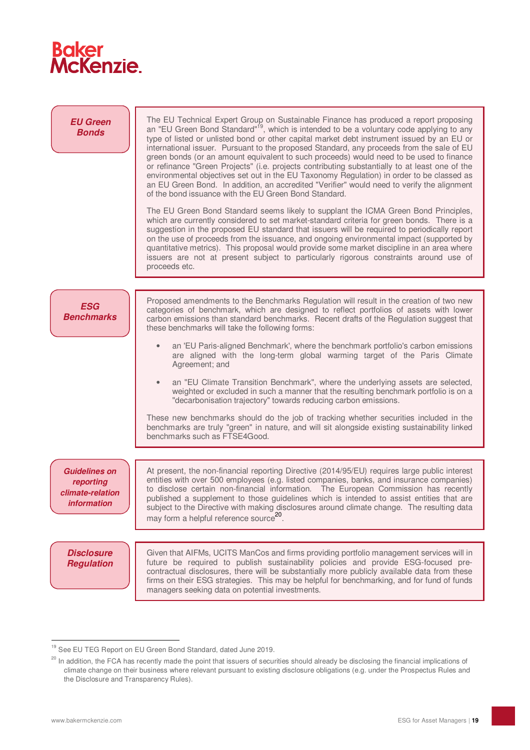### *EU Green Bonds*

The EU Technical Expert Group on Sustainable Finance has produced a report proposing an "EU Green Bond Standard"[19], which is intended to be a voluntary code applying to any type of listed or unlisted bond or other capital market debt instrument issued by an EU or international issuer. Pursuant to the proposed Standard, any proceeds from the sale of EU green bonds (or an amount equivalent to such proceeds) would need to be used to finance or refinance "Green Projects" (i.e. projects contributing substantially to at least one of the environmental objectives set out in the EU Taxonomy Regulation) in order to be classed as an EU Green Bond. In addition, an accredited "Verifier" would need to verify the alignment of the bond issuance with the EU Green Bond Standard.

The EU Green Bond Standard seems likely to supplant the ICMA Green Bond Principles, which are currently considered to set market-standard criteria for green bonds. There is a suggestion in the proposed EU standard that issuers will be required to periodically report on the use of proceeds from the issuance, and ongoing environmental impact (supported by quantitative metrics). This proposal would provide some market discipline in an area where issuers are not at present subject to particularly rigorous constraints around use of proceeds etc.

### *ESG Benchmarks*

Proposed amendments to the Benchmarks Regulation will result in the creation of two new categories of benchmark, which are designed to reflect portfolios of assets with lower carbon emissions than standard benchmarks. Recent drafts of the Regulation suggest that these benchmarks will take the following forms:

- an 'EU Paris-aligned Benchmark', where the benchmark portfolio's carbon emissions are aligned with the long-term global warming target of the Paris Climate Agreement; and
- an "EU Climate Transition Benchmark", where the underlying assets are selected, weighted or excluded in such a manner that the resulting benchmark portfolio is on a "decarbonisation trajectory" towards reducing carbon emissions.

These new benchmarks should do the job of tracking whether securities included in the benchmarks are truly "green" in nature, and will sit alongside existing sustainability linked benchmarks such as FTSE4Good.

### *Guidelines on reporting climate-relation information*

At present, the non-financial reporting Directive (2014/95/EU) requires large public interest entities with over 500 employees (e.g. listed companies, banks, and insurance companies) to disclose certain non-financial information. The European Commission has recently published a supplement to those guidelines which is intended to assist entities that are subject to the Directive with making disclosures around climate change. The resulting data may form a helpful reference source[20].

### *Disclosure Regulation*

Given that AIFMs, UCITS ManCos and firms providing portfolio management services will in future be required to publish sustainability policies and provide ESG-focused pre-contractual disclosures, there will be substantially more publicly available data from these firms on their ESG strategies. This may be helpful for benchmarking, and for fund of funds managers seeking data on potential investments.

---

[19] See EU TEG Report on EU Green Bond Standard, dated June 2019.

[20] In addition, the FCA has recently made the point that issuers of securities should already be disclosing the financial implications of climate change on their business where relevant pursuant to existing disclosure obligations (e.g. under the Prospectus Rules and the Disclosure and Transparency Rules).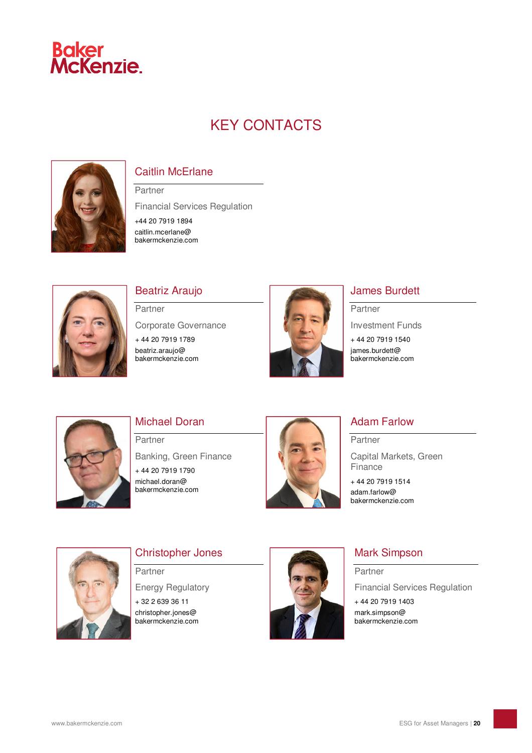# KEY CONTACTS

## Caitlin McErlane

Partner

Financial Services Regulation

+44 20 7919 1894

caitlin.mcerlane@
bakermckenzie.com

## Beatriz Araujo

Partner

Corporate Governance

+ 44 20 7919 1789

beatriz.araujo@
bakermckenzie.com

## James Burdett

Partner

Investment Funds

+ 44 20 7919 1540

james.burdett@
bakermckenzie.com

## Michael Doran

Partner

Banking, Green Finance

+ 44 20 7919 1790

michael.doran@
bakermckenzie.com

## Adam Farlow

Partner

Capital Markets, Green Finance

+ 44 20 7919 1514

adam.farlow@
bakermckenzie.com

## Christopher Jones

Partner

Energy Regulatory

+ 32 2 639 36 11

christopher.jones@
bakermckenzie.com

## Mark Simpson

Partner

Financial Services Regulation

+ 44 20 7919 1403

mark.simpson@
bakermckenzie.com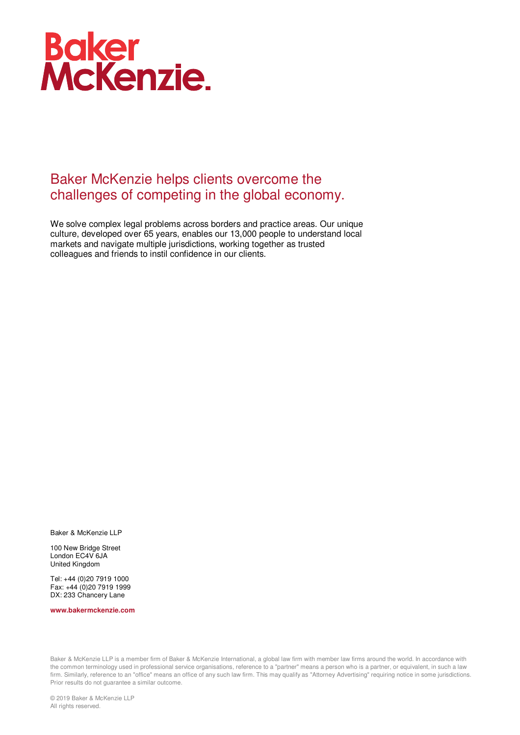# Baker McKenzie.

## Baker McKenzie helps clients overcome the challenges of competing in the global economy.

We solve complex legal problems across borders and practice areas. Our unique culture, developed over 65 years, enables our 13,000 people to understand local markets and navigate multiple jurisdictions, working together as trusted colleagues and friends to instil confidence in our clients.

Baker & McKenzie LLP

100 New Bridge Street
London EC4V 6JA
United Kingdom

Tel: +44 (0)20 7919 1000
Fax: +44 (0)20 7919 1999
DX: 233 Chancery Lane

**www.bakermckenzie.com**

Baker & McKenzie LLP is a member firm of Baker & McKenzie International, a global law firm with member law firms around the world. In accordance with the common terminology used in professional service organisations, reference to a "partner" means a person who is a partner, or equivalent, in such a law firm. Similarly, reference to an "office" means an office of any such law firm. This may qualify as "Attorney Advertising" requiring notice in some jurisdictions. Prior results do not guarantee a similar outcome.

© 2019 Baker & McKenzie LLP
All rights reserved.